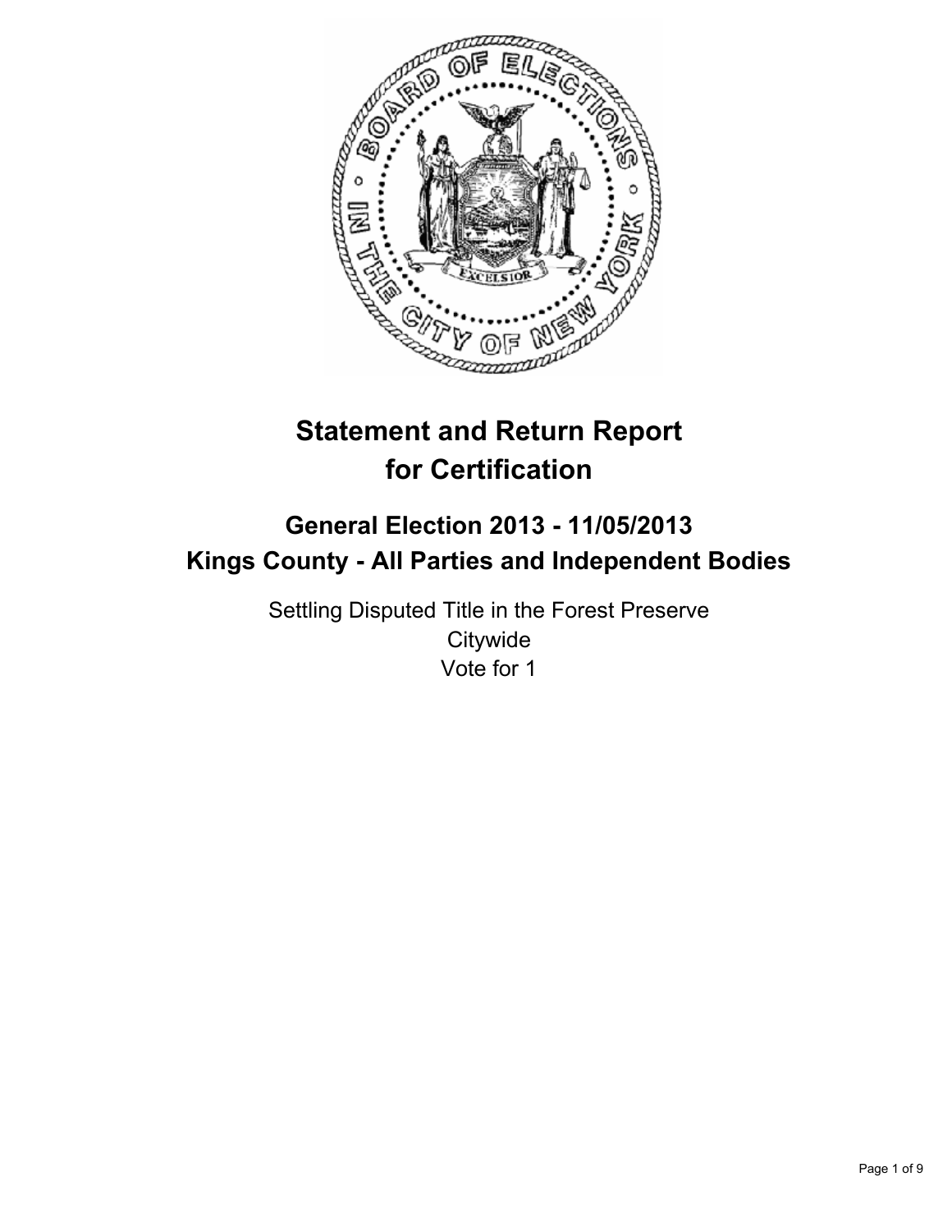# Statement and Return Report for Certification

## General Election 2013 - 11/05/2013
## Kings County - All Parties and Independent Bodies

Settling Disputed Title in the Forest Preserve
Citywide
Vote for 1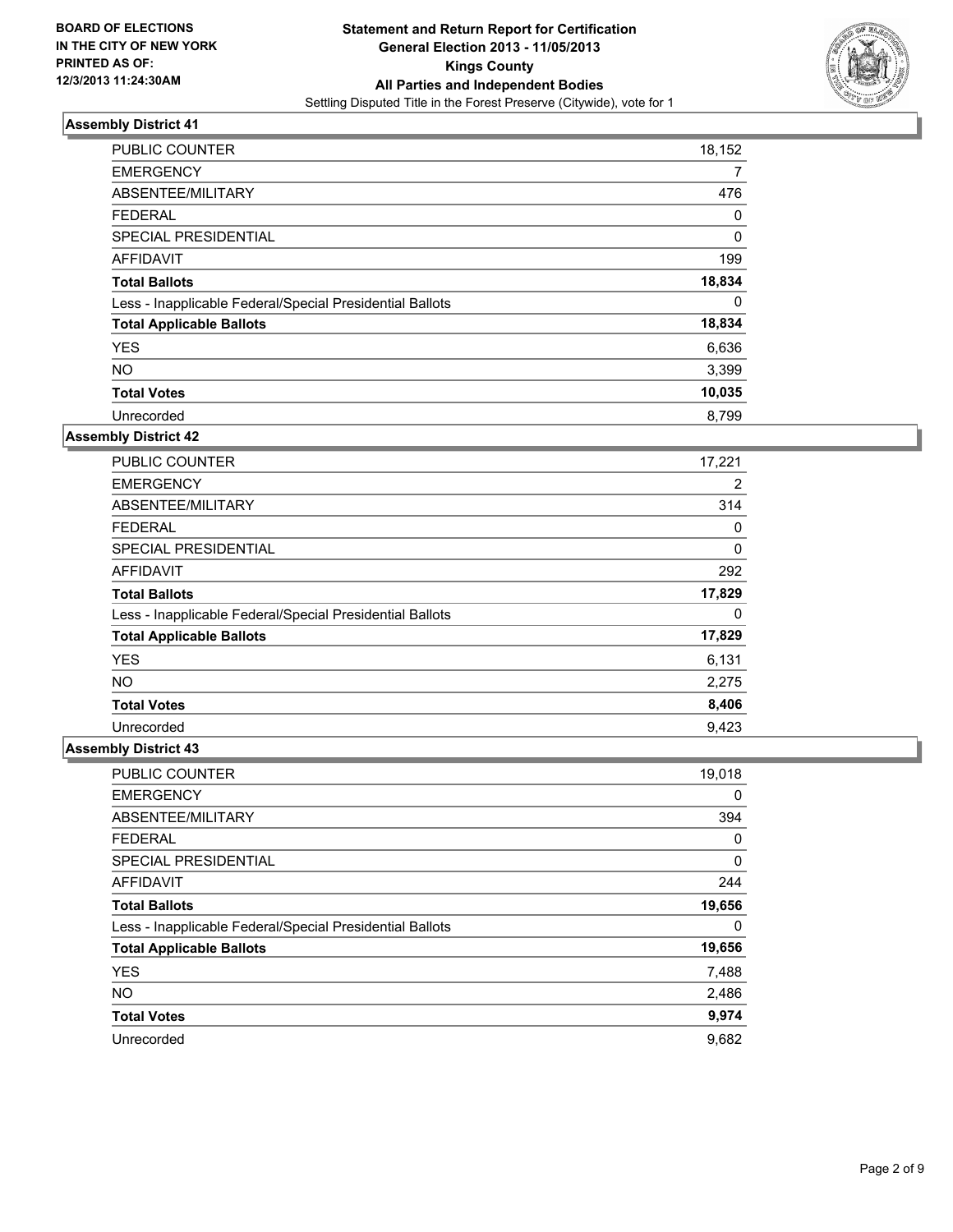BOARD OF ELECTIONS
IN THE CITY OF NEW YORK
PRINTED AS OF:
12/3/2013 11:24:30AM

**Statement and Return Report for Certification**
**General Election 2013 - 11/05/2013**
**Kings County**
**All Parties and Independent Bodies**
Settling Disputed Title in the Forest Preserve (Citywide), vote for 1

### Assembly District 41

| | |
|---|---|
| PUBLIC COUNTER | 18,152 |
| EMERGENCY | 7 |
| ABSENTEE/MILITARY | 476 |
| FEDERAL | 0 |
| SPECIAL PRESIDENTIAL | 0 |
| AFFIDAVIT | 199 |
| **Total Ballots** | **18,834** |
| Less - Inapplicable Federal/Special Presidential Ballots | 0 |
| **Total Applicable Ballots** | **18,834** |
| YES | 6,636 |
| NO | 3,399 |
| **Total Votes** | **10,035** |
| Unrecorded | 8,799 |

### Assembly District 42

| | |
|---|---|
| PUBLIC COUNTER | 17,221 |
| EMERGENCY | 2 |
| ABSENTEE/MILITARY | 314 |
| FEDERAL | 0 |
| SPECIAL PRESIDENTIAL | 0 |
| AFFIDAVIT | 292 |
| **Total Ballots** | **17,829** |
| Less - Inapplicable Federal/Special Presidential Ballots | 0 |
| **Total Applicable Ballots** | **17,829** |
| YES | 6,131 |
| NO | 2,275 |
| **Total Votes** | **8,406** |
| Unrecorded | 9,423 |

### Assembly District 43

| | |
|---|---|
| PUBLIC COUNTER | 19,018 |
| EMERGENCY | 0 |
| ABSENTEE/MILITARY | 394 |
| FEDERAL | 0 |
| SPECIAL PRESIDENTIAL | 0 |
| AFFIDAVIT | 244 |
| **Total Ballots** | **19,656** |
| Less - Inapplicable Federal/Special Presidential Ballots | 0 |
| **Total Applicable Ballots** | **19,656** |
| YES | 7,488 |
| NO | 2,486 |
| **Total Votes** | **9,974** |
| Unrecorded | 9,682 |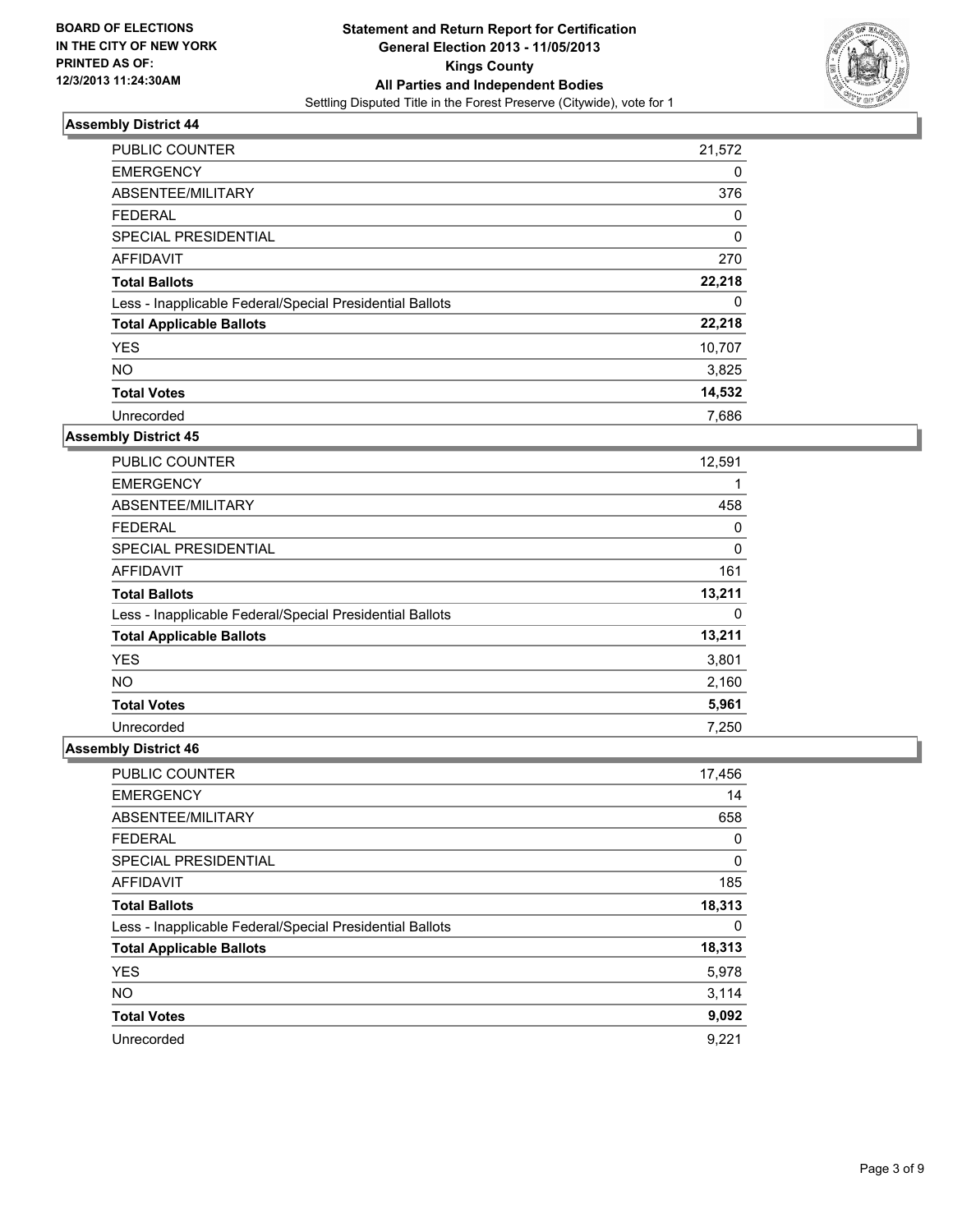BOARD OF ELECTIONS
IN THE CITY OF NEW YORK
PRINTED AS OF:
12/3/2013 11:24:30AM

**Statement and Return Report for Certification**
**General Election 2013 - 11/05/2013**
**Kings County**
**All Parties and Independent Bodies**
Settling Disputed Title in the Forest Preserve (Citywide), vote for 1

### Assembly District 44

| | |
|---|---|
| PUBLIC COUNTER | 21,572 |
| EMERGENCY | 0 |
| ABSENTEE/MILITARY | 376 |
| FEDERAL | 0 |
| SPECIAL PRESIDENTIAL | 0 |
| AFFIDAVIT | 270 |
| **Total Ballots** | **22,218** |
| Less - Inapplicable Federal/Special Presidential Ballots | 0 |
| **Total Applicable Ballots** | **22,218** |
| YES | 10,707 |
| NO | 3,825 |
| **Total Votes** | **14,532** |
| Unrecorded | 7,686 |

### Assembly District 45

| | |
|---|---|
| PUBLIC COUNTER | 12,591 |
| EMERGENCY | 1 |
| ABSENTEE/MILITARY | 458 |
| FEDERAL | 0 |
| SPECIAL PRESIDENTIAL | 0 |
| AFFIDAVIT | 161 |
| **Total Ballots** | **13,211** |
| Less - Inapplicable Federal/Special Presidential Ballots | 0 |
| **Total Applicable Ballots** | **13,211** |
| YES | 3,801 |
| NO | 2,160 |
| **Total Votes** | **5,961** |
| Unrecorded | 7,250 |

### Assembly District 46

| | |
|---|---|
| PUBLIC COUNTER | 17,456 |
| EMERGENCY | 14 |
| ABSENTEE/MILITARY | 658 |
| FEDERAL | 0 |
| SPECIAL PRESIDENTIAL | 0 |
| AFFIDAVIT | 185 |
| **Total Ballots** | **18,313** |
| Less - Inapplicable Federal/Special Presidential Ballots | 0 |
| **Total Applicable Ballots** | **18,313** |
| YES | 5,978 |
| NO | 3,114 |
| **Total Votes** | **9,092** |
| Unrecorded | 9,221 |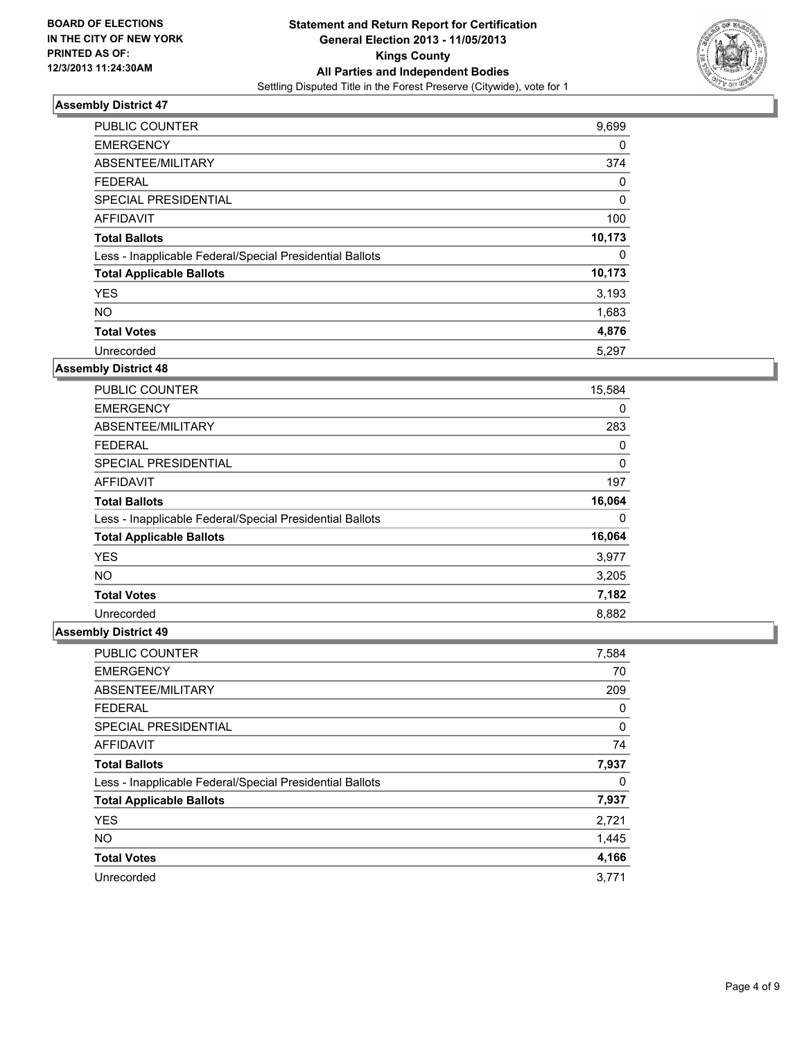BOARD OF ELECTIONS
IN THE CITY OF NEW YORK
PRINTED AS OF:
12/3/2013 11:24:30AM

**Statement and Return Report for Certification**
**General Election 2013 - 11/05/2013**
**Kings County**
**All Parties and Independent Bodies**
Settling Disputed Title in the Forest Preserve (Citywide), vote for 1

### Assembly District 47

| | |
|---|---|
| PUBLIC COUNTER | 9,699 |
| EMERGENCY | 0 |
| ABSENTEE/MILITARY | 374 |
| FEDERAL | 0 |
| SPECIAL PRESIDENTIAL | 0 |
| AFFIDAVIT | 100 |
| **Total Ballots** | **10,173** |
| Less - Inapplicable Federal/Special Presidential Ballots | 0 |
| **Total Applicable Ballots** | **10,173** |
| YES | 3,193 |
| NO | 1,683 |
| **Total Votes** | **4,876** |
| Unrecorded | 5,297 |

### Assembly District 48

| | |
|---|---|
| PUBLIC COUNTER | 15,584 |
| EMERGENCY | 0 |
| ABSENTEE/MILITARY | 283 |
| FEDERAL | 0 |
| SPECIAL PRESIDENTIAL | 0 |
| AFFIDAVIT | 197 |
| **Total Ballots** | **16,064** |
| Less - Inapplicable Federal/Special Presidential Ballots | 0 |
| **Total Applicable Ballots** | **16,064** |
| YES | 3,977 |
| NO | 3,205 |
| **Total Votes** | **7,182** |
| Unrecorded | 8,882 |

### Assembly District 49

| | |
|---|---|
| PUBLIC COUNTER | 7,584 |
| EMERGENCY | 70 |
| ABSENTEE/MILITARY | 209 |
| FEDERAL | 0 |
| SPECIAL PRESIDENTIAL | 0 |
| AFFIDAVIT | 74 |
| **Total Ballots** | **7,937** |
| Less - Inapplicable Federal/Special Presidential Ballots | 0 |
| **Total Applicable Ballots** | **7,937** |
| YES | 2,721 |
| NO | 1,445 |
| **Total Votes** | **4,166** |
| Unrecorded | 3,771 |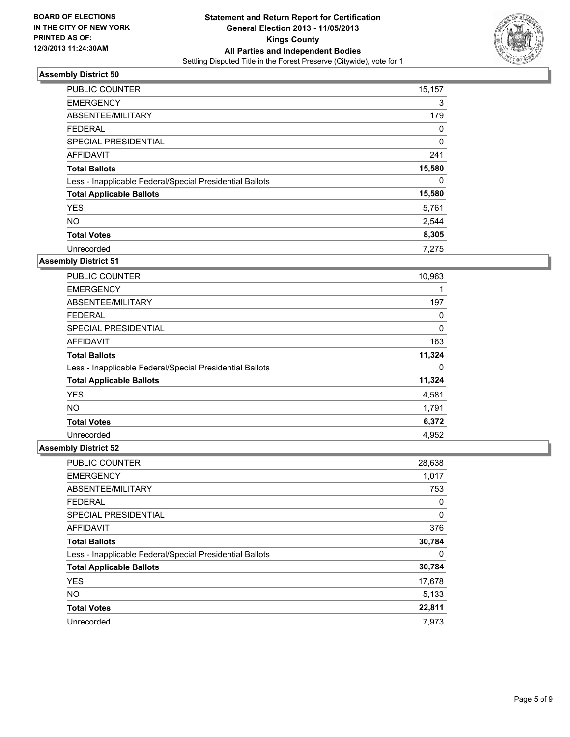**BOARD OF ELECTIONS IN THE CITY OF NEW YORK PRINTED AS OF: 12/3/2013 11:24:30AM**

**Statement and Return Report for Certification General Election 2013 - 11/05/2013 Kings County All Parties and Independent Bodies**

Settling Disputed Title in the Forest Preserve (Citywide), vote for 1

### Assembly District 50

| | |
|---|---|
| PUBLIC COUNTER | 15,157 |
| EMERGENCY | 3 |
| ABSENTEE/MILITARY | 179 |
| FEDERAL | 0 |
| SPECIAL PRESIDENTIAL | 0 |
| AFFIDAVIT | 241 |
| **Total Ballots** | **15,580** |
| Less - Inapplicable Federal/Special Presidential Ballots | 0 |
| **Total Applicable Ballots** | **15,580** |
| YES | 5,761 |
| NO | 2,544 |
| **Total Votes** | **8,305** |
| Unrecorded | 7,275 |

### Assembly District 51

| | |
|---|---|
| PUBLIC COUNTER | 10,963 |
| EMERGENCY | 1 |
| ABSENTEE/MILITARY | 197 |
| FEDERAL | 0 |
| SPECIAL PRESIDENTIAL | 0 |
| AFFIDAVIT | 163 |
| **Total Ballots** | **11,324** |
| Less - Inapplicable Federal/Special Presidential Ballots | 0 |
| **Total Applicable Ballots** | **11,324** |
| YES | 4,581 |
| NO | 1,791 |
| **Total Votes** | **6,372** |
| Unrecorded | 4,952 |

### Assembly District 52

| | |
|---|---|
| PUBLIC COUNTER | 28,638 |
| EMERGENCY | 1,017 |
| ABSENTEE/MILITARY | 753 |
| FEDERAL | 0 |
| SPECIAL PRESIDENTIAL | 0 |
| AFFIDAVIT | 376 |
| **Total Ballots** | **30,784** |
| Less - Inapplicable Federal/Special Presidential Ballots | 0 |
| **Total Applicable Ballots** | **30,784** |
| YES | 17,678 |
| NO | 5,133 |
| **Total Votes** | **22,811** |
| Unrecorded | 7,973 |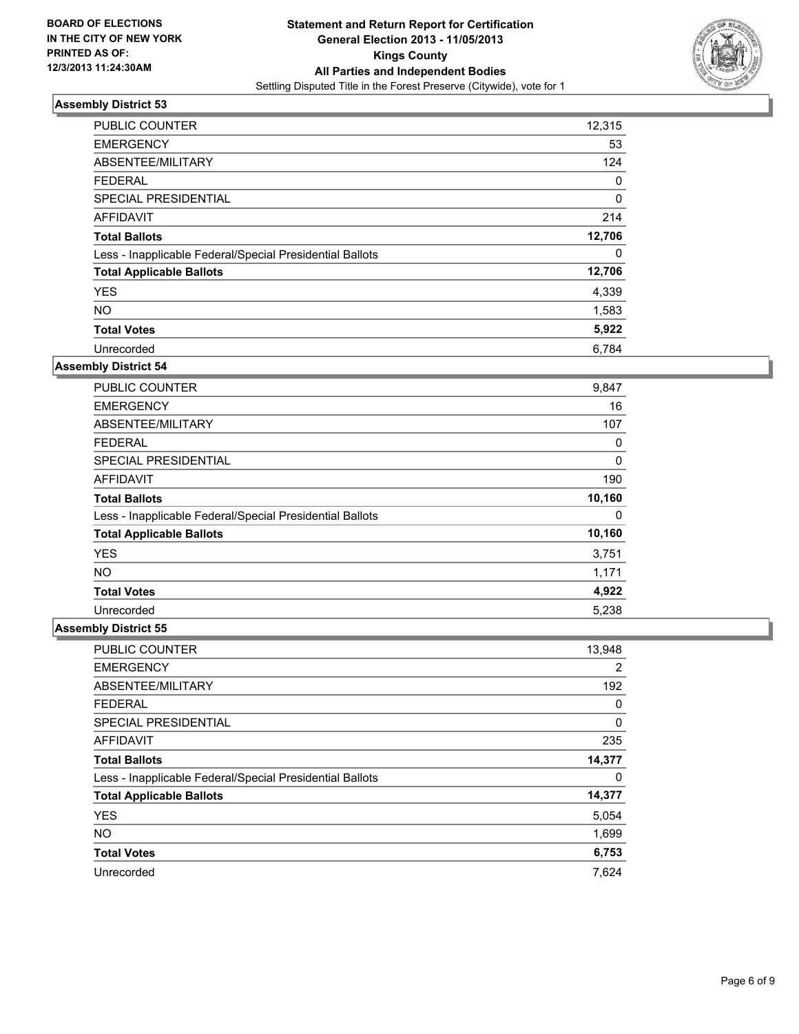BOARD OF ELECTIONS
IN THE CITY OF NEW YORK
PRINTED AS OF:
12/3/2013 11:24:30AM

**Statement and Return Report for Certification**
**General Election 2013 - 11/05/2013**
**Kings County**
**All Parties and Independent Bodies**
Settling Disputed Title in the Forest Preserve (Citywide), vote for 1

### Assembly District 53

| | |
|---|---|
| PUBLIC COUNTER | 12,315 |
| EMERGENCY | 53 |
| ABSENTEE/MILITARY | 124 |
| FEDERAL | 0 |
| SPECIAL PRESIDENTIAL | 0 |
| AFFIDAVIT | 214 |
| **Total Ballots** | **12,706** |
| Less - Inapplicable Federal/Special Presidential Ballots | 0 |
| **Total Applicable Ballots** | **12,706** |
| YES | 4,339 |
| NO | 1,583 |
| **Total Votes** | **5,922** |
| Unrecorded | 6,784 |

### Assembly District 54

| | |
|---|---|
| PUBLIC COUNTER | 9,847 |
| EMERGENCY | 16 |
| ABSENTEE/MILITARY | 107 |
| FEDERAL | 0 |
| SPECIAL PRESIDENTIAL | 0 |
| AFFIDAVIT | 190 |
| **Total Ballots** | **10,160** |
| Less - Inapplicable Federal/Special Presidential Ballots | 0 |
| **Total Applicable Ballots** | **10,160** |
| YES | 3,751 |
| NO | 1,171 |
| **Total Votes** | **4,922** |
| Unrecorded | 5,238 |

### Assembly District 55

| | |
|---|---|
| PUBLIC COUNTER | 13,948 |
| EMERGENCY | 2 |
| ABSENTEE/MILITARY | 192 |
| FEDERAL | 0 |
| SPECIAL PRESIDENTIAL | 0 |
| AFFIDAVIT | 235 |
| **Total Ballots** | **14,377** |
| Less - Inapplicable Federal/Special Presidential Ballots | 0 |
| **Total Applicable Ballots** | **14,377** |
| YES | 5,054 |
| NO | 1,699 |
| **Total Votes** | **6,753** |
| Unrecorded | 7,624 |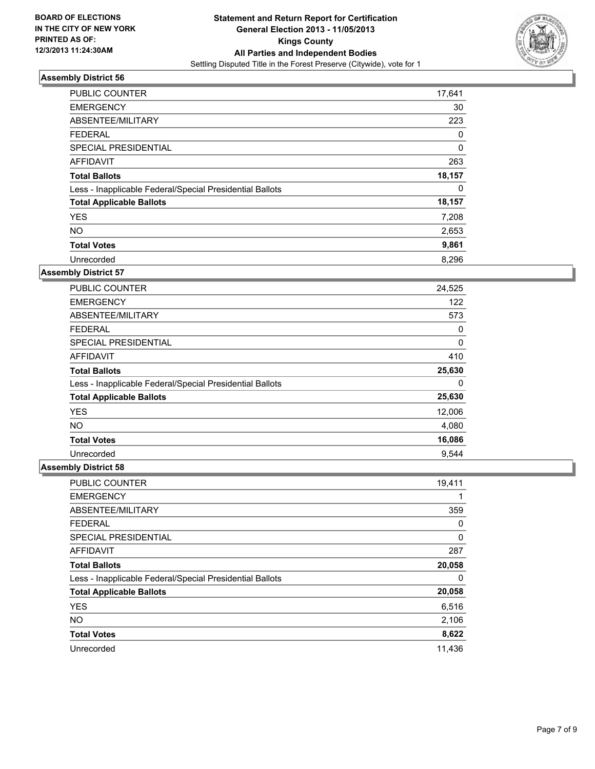**BOARD OF ELECTIONS IN THE CITY OF NEW YORK PRINTED AS OF: 12/3/2013 11:24:30AM**

# Statement and Return Report for Certification
## General Election 2013 - 11/05/2013
## Kings County
## All Parties and Independent Bodies
Settling Disputed Title in the Forest Preserve (Citywide), vote for 1

### Assembly District 56

| | |
|---|---|
| PUBLIC COUNTER | 17,641 |
| EMERGENCY | 30 |
| ABSENTEE/MILITARY | 223 |
| FEDERAL | 0 |
| SPECIAL PRESIDENTIAL | 0 |
| AFFIDAVIT | 263 |
| **Total Ballots** | **18,157** |
| Less - Inapplicable Federal/Special Presidential Ballots | 0 |
| **Total Applicable Ballots** | **18,157** |
| YES | 7,208 |
| NO | 2,653 |
| **Total Votes** | **9,861** |
| Unrecorded | 8,296 |

### Assembly District 57

| | |
|---|---|
| PUBLIC COUNTER | 24,525 |
| EMERGENCY | 122 |
| ABSENTEE/MILITARY | 573 |
| FEDERAL | 0 |
| SPECIAL PRESIDENTIAL | 0 |
| AFFIDAVIT | 410 |
| **Total Ballots** | **25,630** |
| Less - Inapplicable Federal/Special Presidential Ballots | 0 |
| **Total Applicable Ballots** | **25,630** |
| YES | 12,006 |
| NO | 4,080 |
| **Total Votes** | **16,086** |
| Unrecorded | 9,544 |

### Assembly District 58

| | |
|---|---|
| PUBLIC COUNTER | 19,411 |
| EMERGENCY | 1 |
| ABSENTEE/MILITARY | 359 |
| FEDERAL | 0 |
| SPECIAL PRESIDENTIAL | 0 |
| AFFIDAVIT | 287 |
| **Total Ballots** | **20,058** |
| Less - Inapplicable Federal/Special Presidential Ballots | 0 |
| **Total Applicable Ballots** | **20,058** |
| YES | 6,516 |
| NO | 2,106 |
| **Total Votes** | **8,622** |
| Unrecorded | 11,436 |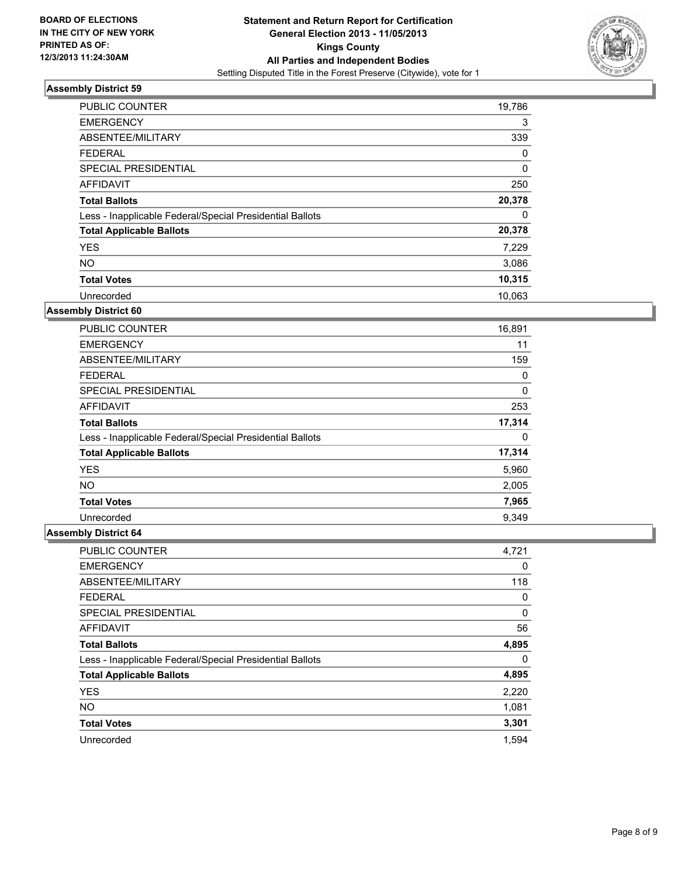BOARD OF ELECTIONS
IN THE CITY OF NEW YORK
PRINTED AS OF:
12/3/2013 11:24:30AM

# Statement and Return Report for Certification
## General Election 2013 - 11/05/2013
## Kings County
## All Parties and Independent Bodies
Settling Disputed Title in the Forest Preserve (Citywide), vote for 1

### Assembly District 59

| | |
|---|---|
| PUBLIC COUNTER | 19,786 |
| EMERGENCY | 3 |
| ABSENTEE/MILITARY | 339 |
| FEDERAL | 0 |
| SPECIAL PRESIDENTIAL | 0 |
| AFFIDAVIT | 250 |
| **Total Ballots** | **20,378** |
| Less - Inapplicable Federal/Special Presidential Ballots | 0 |
| **Total Applicable Ballots** | **20,378** |
| YES | 7,229 |
| NO | 3,086 |
| **Total Votes** | **10,315** |
| Unrecorded | 10,063 |

### Assembly District 60

| | |
|---|---|
| PUBLIC COUNTER | 16,891 |
| EMERGENCY | 11 |
| ABSENTEE/MILITARY | 159 |
| FEDERAL | 0 |
| SPECIAL PRESIDENTIAL | 0 |
| AFFIDAVIT | 253 |
| **Total Ballots** | **17,314** |
| Less - Inapplicable Federal/Special Presidential Ballots | 0 |
| **Total Applicable Ballots** | **17,314** |
| YES | 5,960 |
| NO | 2,005 |
| **Total Votes** | **7,965** |
| Unrecorded | 9,349 |

### Assembly District 64

| | |
|---|---|
| PUBLIC COUNTER | 4,721 |
| EMERGENCY | 0 |
| ABSENTEE/MILITARY | 118 |
| FEDERAL | 0 |
| SPECIAL PRESIDENTIAL | 0 |
| AFFIDAVIT | 56 |
| **Total Ballots** | **4,895** |
| Less - Inapplicable Federal/Special Presidential Ballots | 0 |
| **Total Applicable Ballots** | **4,895** |
| YES | 2,220 |
| NO | 1,081 |
| **Total Votes** | **3,301** |
| Unrecorded | 1,594 |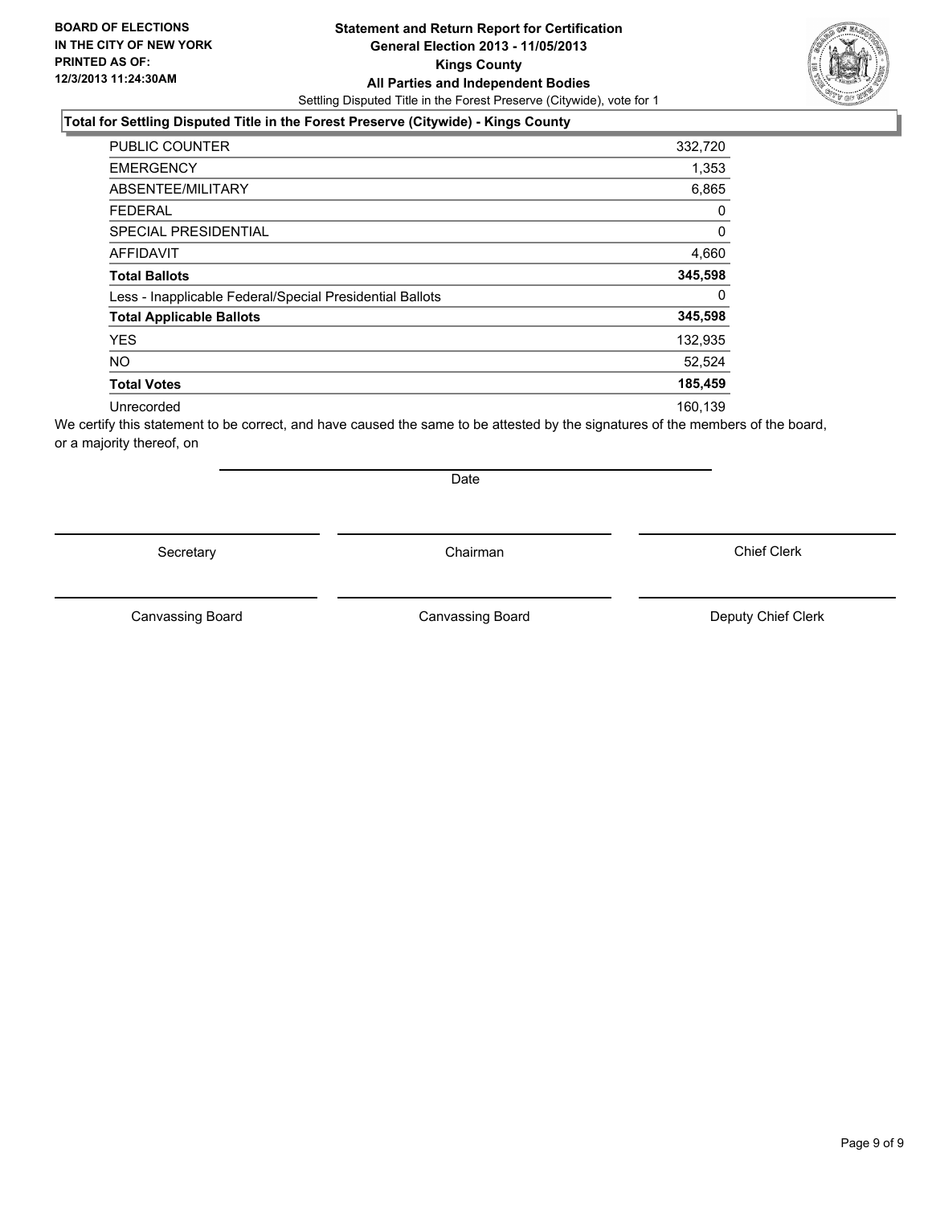**BOARD OF ELECTIONS IN THE CITY OF NEW YORK PRINTED AS OF: 12/3/2013 11:24:30AM**

**Statement and Return Report for Certification**
**General Election 2013 - 11/05/2013**
**Kings County**
**All Parties and Independent Bodies**
Settling Disputed Title in the Forest Preserve (Citywide), vote for 1

**Total for Settling Disputed Title in the Forest Preserve (Citywide) - Kings County**

| | |
|---|---|
| PUBLIC COUNTER | 332,720 |
| EMERGENCY | 1,353 |
| ABSENTEE/MILITARY | 6,865 |
| FEDERAL | 0 |
| SPECIAL PRESIDENTIAL | 0 |
| AFFIDAVIT | 4,660 |
| **Total Ballots** | **345,598** |
| Less - Inapplicable Federal/Special Presidential Ballots | 0 |
| **Total Applicable Ballots** | **345,598** |
| YES | 132,935 |
| NO | 52,524 |
| **Total Votes** | **185,459** |
| Unrecorded | 160,139 |

We certify this statement to be correct, and have caused the same to be attested by the signatures of the members of the board, or a majority thereof, on

Date

Secretary | Chairman | Chief Clerk

Canvassing Board | Canvassing Board | Deputy Chief Clerk